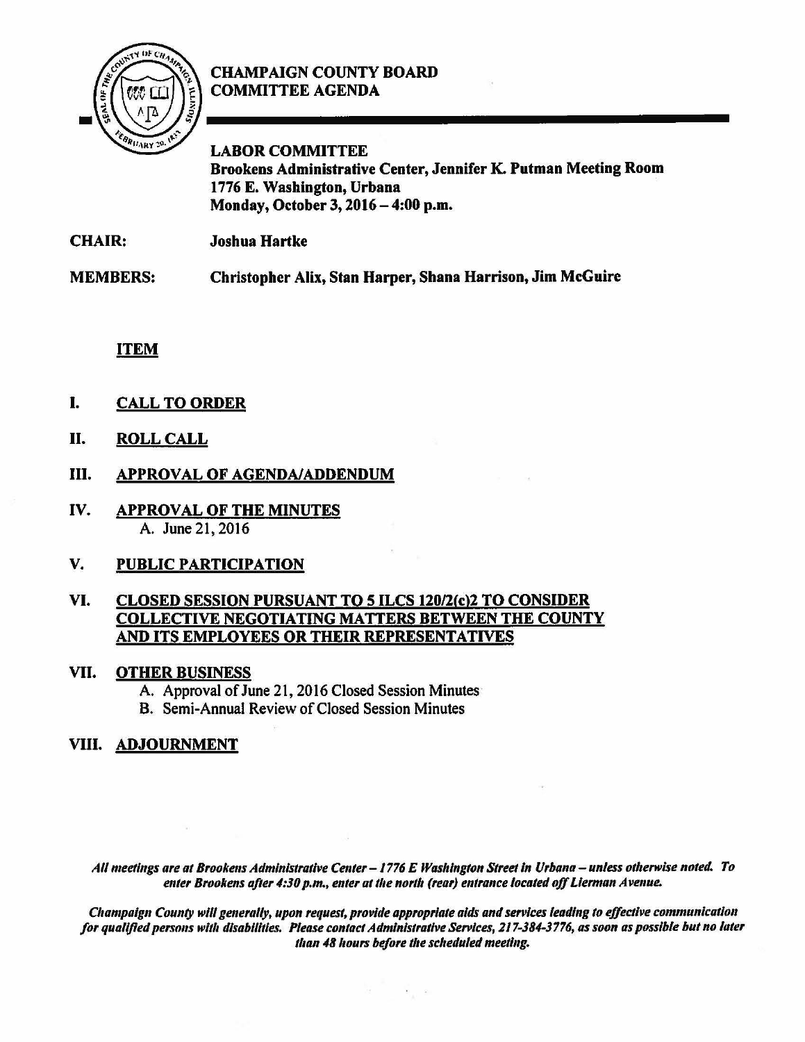# CHAMPAIGN COUNTY BOARD COMMITTEE AGENDA

**LABOR COMMITTEE**
**Brookens Administrative Center, Jennifer K. Putman Meeting Room**
**1776 E. Washington, Urbana**
**Monday, October 3, 2016 – 4:00 p.m.**

**CHAIR:** **Joshua Hartke**

**MEMBERS:** **Christopher Alix, Stan Harper, Shana Harrison, Jim McGuire**

**ITEM**

I. **CALL TO ORDER**

II. **ROLL CALL**

III. **APPROVAL OF AGENDA/ADDENDUM**

IV. **APPROVAL OF THE MINUTES**
   A. June 21, 2016

V. **PUBLIC PARTICIPATION**

VI. **CLOSED SESSION PURSUANT TO 5 ILCS 120/2(c)2 TO CONSIDER COLLECTIVE NEGOTIATING MATTERS BETWEEN THE COUNTY AND ITS EMPLOYEES OR THEIR REPRESENTATIVES**

VII. **OTHER BUSINESS**
   A. Approval of June 21, 2016 Closed Session Minutes
   B. Semi-Annual Review of Closed Session Minutes

VIII. **ADJOURNMENT**

*All meetings are at Brookens Administrative Center – 1776 E Washington Street in Urbana – unless otherwise noted. To enter Brookens after 4:30 p.m., enter at the north (rear) entrance located off Lierman Avenue.*

*Champaign County will generally, upon request, provide appropriate aids and services leading to effective communication for qualified persons with disabilities. Please contact Administrative Services, 217-384-3776, as soon as possible but no later than 48 hours before the scheduled meeting.*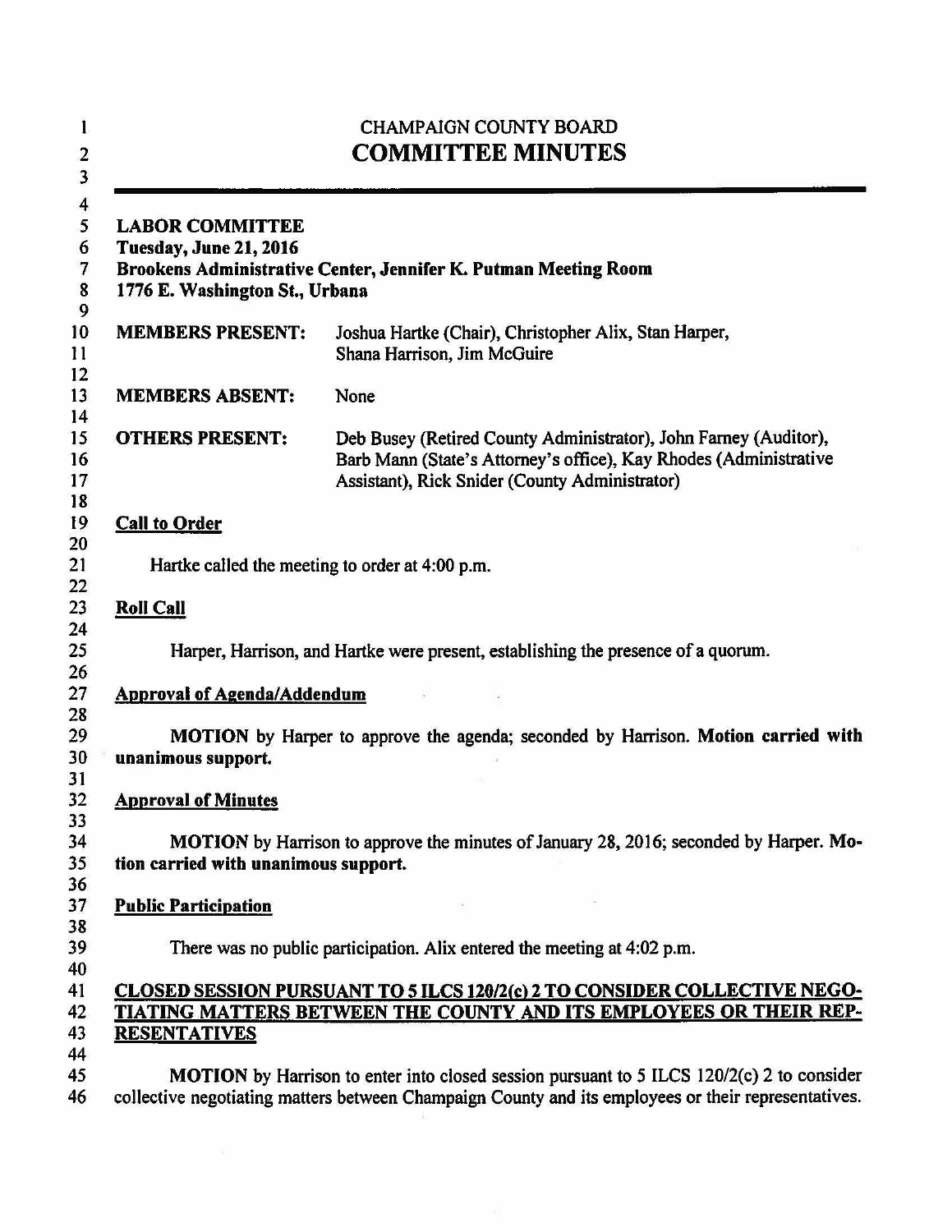CHAMPAIGN COUNTY BOARD

# COMMITTEE MINUTES

**LABOR COMMITTEE**
**Tuesday, June 21, 2016**
**Brookens Administrative Center, Jennifer K. Putman Meeting Room**
**1776 E. Washington St., Urbana**

**MEMBERS PRESENT:** Joshua Hartke (Chair), Christopher Alix, Stan Harper, Shana Harrison, Jim McGuire

**MEMBERS ABSENT:** None

**OTHERS PRESENT:** Deb Busey (Retired County Administrator), John Farney (Auditor), Barb Mann (State's Attorney's office), Kay Rhodes (Administrative Assistant), Rick Snider (County Administrator)

## Call to Order

Hartke called the meeting to order at 4:00 p.m.

## Roll Call

Harper, Harrison, and Hartke were present, establishing the presence of a quorum.

## Approval of Agenda/Addendum

**MOTION** by Harper to approve the agenda; seconded by Harrison. **Motion carried with unanimous support.**

## Approval of Minutes

**MOTION** by Harrison to approve the minutes of January 28, 2016; seconded by Harper. **Motion carried with unanimous support.**

## Public Participation

There was no public participation. Alix entered the meeting at 4:02 p.m.

## CLOSED SESSION PURSUANT TO 5 ILCS 120/2(c) 2 TO CONSIDER COLLECTIVE NEGOTIATING MATTERS BETWEEN THE COUNTY AND ITS EMPLOYEES OR THEIR REPRESENTATIVES

**MOTION** by Harrison to enter into closed session pursuant to 5 ILCS 120/2(c) 2 to consider collective negotiating matters between Champaign County and its employees or their representatives.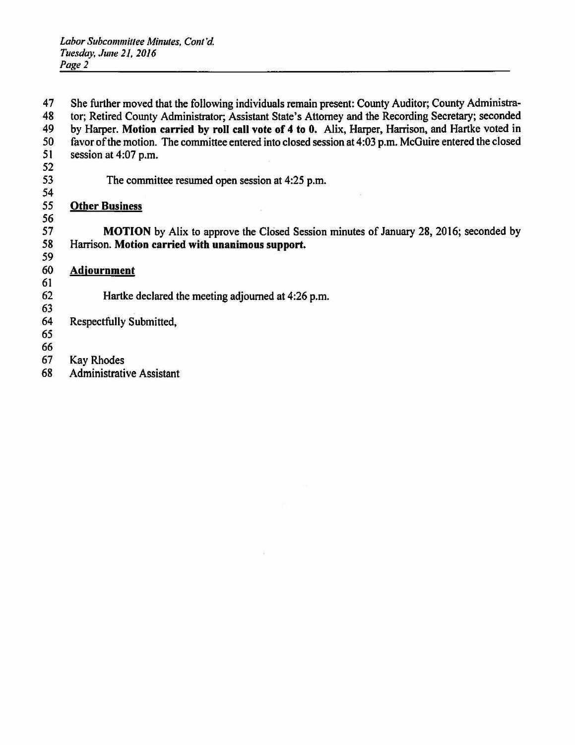She further moved that the following individuals remain present: County Auditor; County Administrator; Retired County Administrator; Assistant State's Attorney and the Recording Secretary; seconded by Harper. **Motion carried by roll call vote of 4 to 0.** Alix, Harper, Harrison, and Hartke voted in favor of the motion. The committee entered into closed session at 4:03 p.m. McGuire entered the closed session at 4:07 p.m.

The committee resumed open session at 4:25 p.m.

**Other Business**

**MOTION** by Alix to approve the Closed Session minutes of January 28, 2016; seconded by Harrison. **Motion carried with unanimous support.**

**Adjournment**

Hartke declared the meeting adjourned at 4:26 p.m.

Respectfully Submitted,

Kay Rhodes
Administrative Assistant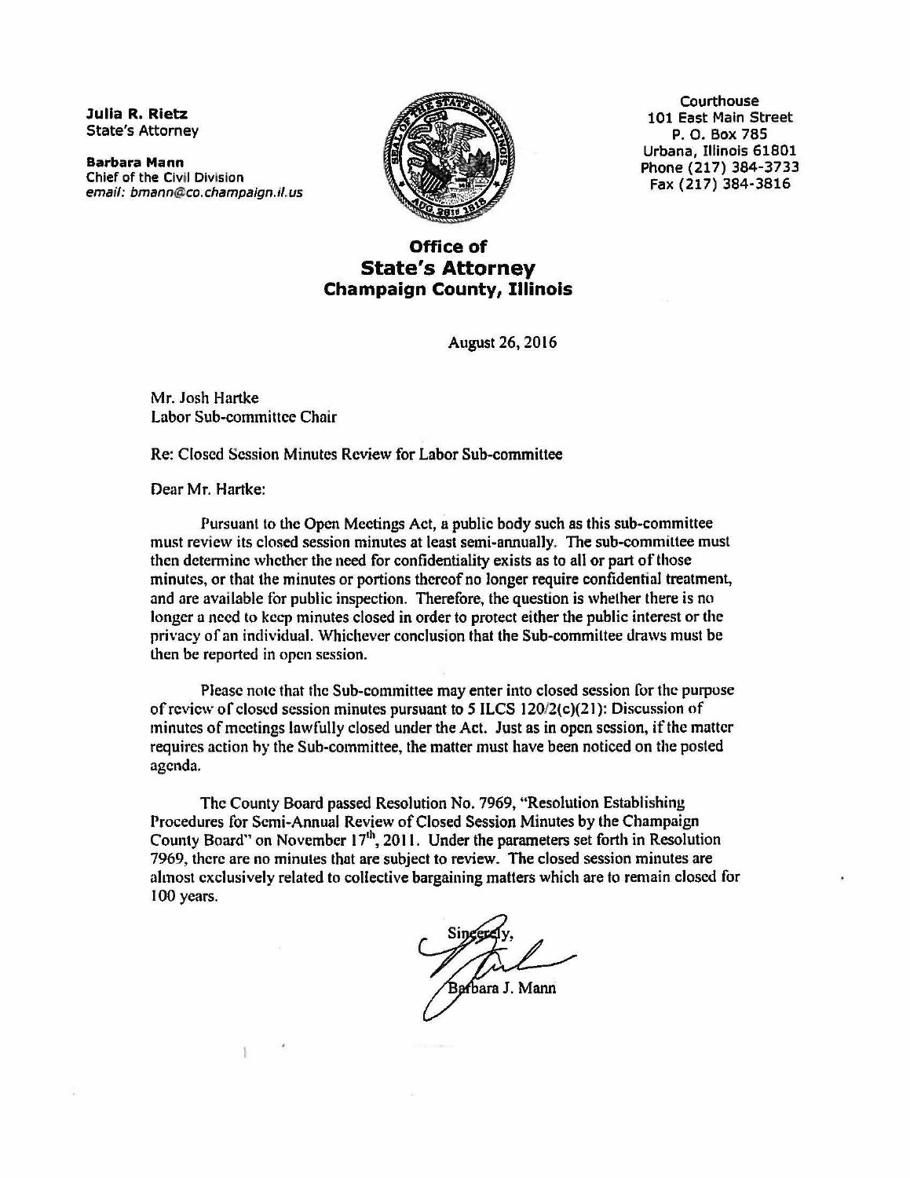**Julia R. Rietz**
State's Attorney

**Barbara Mann**
Chief of the Civil Division
*email: bmann@co.champaign.il.us*

Courthouse
101 East Main Street
P. O. Box 785
Urbana, Illinois 61801
Phone (217) 384-3733
Fax (217) 384-3816

# Office of
## State's Attorney
### Champaign County, Illinois

August 26, 2016

Mr. Josh Hartke
Labor Sub-committee Chair

Re: Closed Session Minutes Review for Labor Sub-committee

Dear Mr. Hartke:

Pursuant to the Open Meetings Act, a public body such as this sub-committee must review its closed session minutes at least semi-annually. The sub-committee must then determine whether the need for confidentiality exists as to all or part of those minutes, or that the minutes or portions thereof no longer require confidential treatment, and are available for public inspection. Therefore, the question is whether there is no longer a need to keep minutes closed in order to protect either the public interest or the privacy of an individual. Whichever conclusion that the Sub-committee draws must be then be reported in open session.

Please note that the Sub-committee may enter into closed session for the purpose of review of closed session minutes pursuant to 5 ILCS 120/2(c)(21): Discussion of minutes of meetings lawfully closed under the Act. Just as in open session, if the matter requires action by the Sub-committee, the matter must have been noticed on the posted agenda.

The County Board passed Resolution No. 7969, "Resolution Establishing Procedures for Semi-Annual Review of Closed Session Minutes by the Champaign County Board" on November 17th, 2011. Under the parameters set forth in Resolution 7969, there are no minutes that are subject to review. The closed session minutes are almost exclusively related to collective bargaining matters which are to remain closed for 100 years.

Sincerely,

Barbara J. Mann